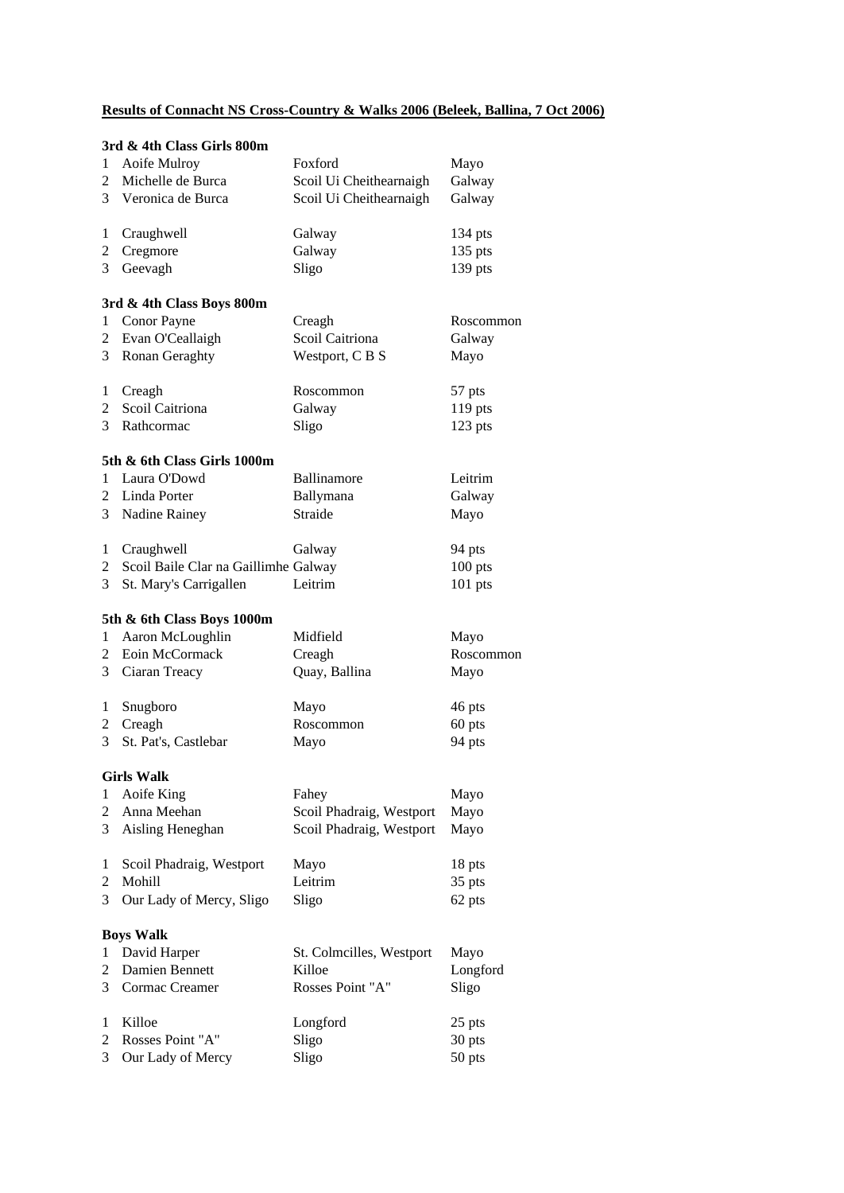# Results of Connacht NS Cross-Country & Walks 2006 (Beleek, Ballina, 7 Oct 2006)

### 3rd & 4th Class Girls 800m

| | | | |
|---|---|---|---|
| 1 | Aoife Mulroy | Foxford | Mayo |
| 2 | Michelle de Burca | Scoil Ui Cheithearnaigh | Galway |
| 3 | Veronica de Burca | Scoil Ui Cheithearnaigh | Galway |

| | | | |
|---|---|---|---|
| 1 | Craughwell | Galway | 134 pts |
| 2 | Cregmore | Galway | 135 pts |
| 3 | Geevagh | Sligo | 139 pts |

### 3rd & 4th Class Boys 800m

| | | | |
|---|---|---|---|
| 1 | Conor Payne | Creagh | Roscommon |
| 2 | Evan O'Ceallaigh | Scoil Caitriona | Galway |
| 3 | Ronan Geraghty | Westport, C B S | Mayo |

| | | | |
|---|---|---|---|
| 1 | Creagh | Roscommon | 57 pts |
| 2 | Scoil Caitriona | Galway | 119 pts |
| 3 | Rathcormac | Sligo | 123 pts |

### 5th & 6th Class Girls 1000m

| | | | |
|---|---|---|---|
| 1 | Laura O'Dowd | Ballinamore | Leitrim |
| 2 | Linda Porter | Ballymana | Galway |
| 3 | Nadine Rainey | Straide | Mayo |

| | | | |
|---|---|---|---|
| 1 | Craughwell | Galway | 94 pts |
| 2 | Scoil Baile Clar na Gaillimhe | Galway | 100 pts |
| 3 | St. Mary's Carrigallen | Leitrim | 101 pts |

### 5th & 6th Class Boys 1000m

| | | | |
|---|---|---|---|
| 1 | Aaron McLoughlin | Midfield | Mayo |
| 2 | Eoin McCormack | Creagh | Roscommon |
| 3 | Ciaran Treacy | Quay, Ballina | Mayo |

| | | | |
|---|---|---|---|
| 1 | Snugboro | Mayo | 46 pts |
| 2 | Creagh | Roscommon | 60 pts |
| 3 | St. Pat's, Castlebar | Mayo | 94 pts |

### Girls Walk

| | | | |
|---|---|---|---|
| 1 | Aoife King | Fahey | Mayo |
| 2 | Anna Meehan | Scoil Phadraig, Westport | Mayo |
| 3 | Aisling Heneghan | Scoil Phadraig, Westport | Mayo |

| | | | |
|---|---|---|---|
| 1 | Scoil Phadraig, Westport | Mayo | 18 pts |
| 2 | Mohill | Leitrim | 35 pts |
| 3 | Our Lady of Mercy, Sligo | Sligo | 62 pts |

### Boys Walk

| | | | |
|---|---|---|---|
| 1 | David Harper | St. Colmcilles, Westport | Mayo |
| 2 | Damien Bennett | Killoe | Longford |
| 3 | Cormac Creamer | Rosses Point "A" | Sligo |

| | | | |
|---|---|---|---|
| 1 | Killoe | Longford | 25 pts |
| 2 | Rosses Point "A" | Sligo | 30 pts |
| 3 | Our Lady of Mercy | Sligo | 50 pts |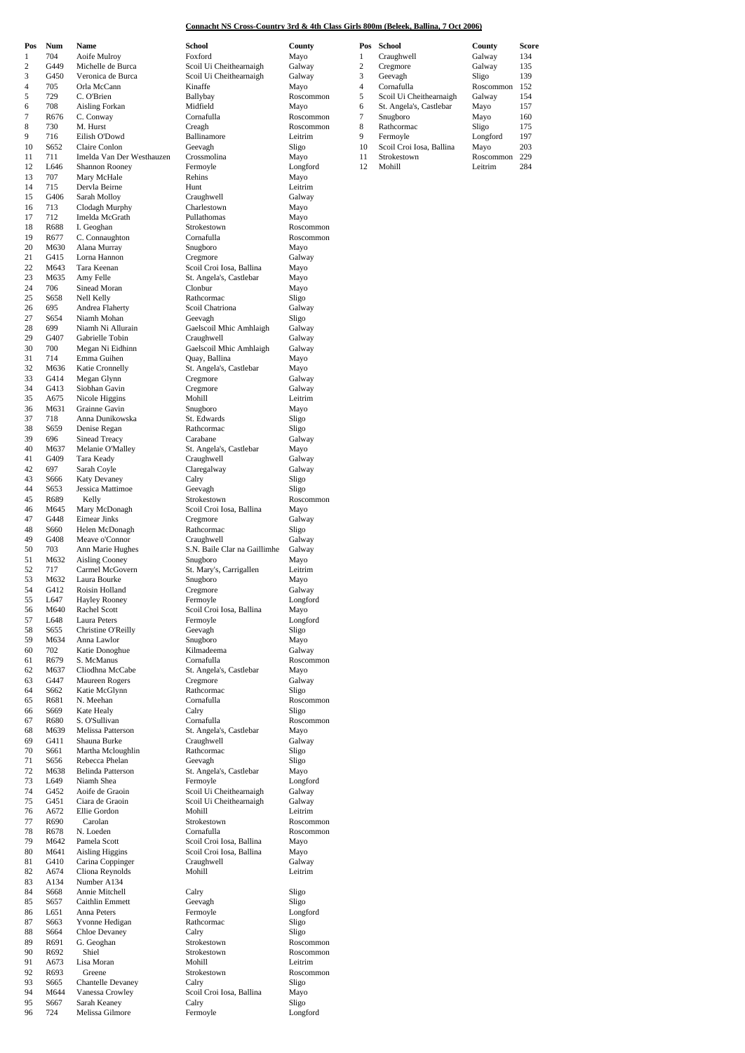## Connacht NS Cross-Country 3rd & 4th Class Girls 800m (Beleek, Ballina, 7 Oct 2006)

| Pos | Num | Name | School | County |
|---|---|---|---|---|
| 1 | 704 | Aoife Mulroy | Foxford | Mayo |
| 2 | G449 | Michelle de Burca | Scoil Ui Cheithearnaigh | Galway |
| 3 | G450 | Veronica de Burca | Scoil Ui Cheithearnaigh | Galway |
| 4 | 705 | Orla McCann | Kinaffe | Mayo |
| 5 | 729 | C. O'Brien | Ballybay | Roscommon |
| 6 | 708 | Aisling Forkan | Midfield | Mayo |
| 7 | R676 | C. Conway | Cornafulla | Roscommon |
| 8 | 730 | M. Hurst | Creagh | Roscommon |
| 9 | 716 | Eilish O'Dowd | Ballinamore | Leitrim |
| 10 | S652 | Claire Conlon | Geevagh | Sligo |
| 11 | 711 | Imelda Van Der Westhauzen | Crossmolina | Mayo |
| 12 | L646 | Shannon Rooney | Fermoyle | Longford |
| 13 | 707 | Mary McHale | Rehins | Mayo |
| 14 | 715 | Dervla Beirne | Hunt | Leitrim |
| 15 | G406 | Sarah Molloy | Craughwell | Galway |
| 16 | 713 | Clodagh Murphy | Charlestown | Mayo |
| 17 | 712 | Imelda McGrath | Pullathomas | Mayo |
| 18 | R688 | I. Geoghan | Strokestown | Roscommon |
| 19 | R677 | C. Connaughton | Cornafulla | Roscommon |
| 20 | M630 | Alana Murray | Snugboro | Mayo |
| 21 | G415 | Lorna Hannon | Cregmore | Galway |
| 22 | M643 | Tara Keenan | Scoil Croi Iosa, Ballina | Mayo |
| 23 | M635 | Amy Felle | St. Angela's, Castlebar | Mayo |
| 24 | 706 | Sinead Moran | Clonbur | Mayo |
| 25 | S658 | Nell Kelly | Rathcormac | Sligo |
| 26 | 695 | Andrea Flaherty | Scoil Chatriona | Galway |
| 27 | S654 | Niamh Mohan | Geevagh | Sligo |
| 28 | 699 | Niamh Ni Allurain | Gaelscoil Mhic Amhlaigh | Galway |
| 29 | G407 | Gabrielle Tobin | Craughwell | Galway |
| 30 | 700 | Megan Ni Eidhinn | Gaelscoil Mhic Amhlaigh | Galway |
| 31 | 714 | Emma Guihen | Quay, Ballina | Mayo |
| 32 | M636 | Katie Cronnelly | St. Angela's, Castlebar | Mayo |
| 33 | G414 | Megan Glynn | Cregmore | Galway |
| 34 | G413 | Siobhan Gavin | Cregmore | Galway |
| 35 | A675 | Nicole Higgins | Mohill | Leitrim |
| 36 | M631 | Grainne Gavin | Snugboro | Mayo |
| 37 | 718 | Anna Dunikowska | St. Edwards | Sligo |
| 38 | S659 | Denise Regan | Rathcormac | Sligo |
| 39 | 696 | Sinead Treacy | Carabane | Galway |
| 40 | M637 | Melanie O'Malley | St. Angela's, Castlebar | Mayo |
| 41 | G409 | Tara Keady | Craughwell | Galway |
| 42 | 697 | Sarah Coyle | Claregalway | Galway |
| 43 | S666 | Katy Devaney | Calry | Sligo |
| 44 | S653 | Jessica Mattimoe | Geevagh | Sligo |
| 45 | R689 | Kelly | Strokestown | Roscommon |
| 46 | M645 | Mary McDonagh | Scoil Croi Iosa, Ballina | Mayo |
| 47 | G448 | Eimear Jinks | Cregmore | Galway |
| 48 | S660 | Helen McDonagh | Rathcormac | Sligo |
| 49 | G408 | Meave o'Connor | Craughwell | Galway |
| 50 | 703 | Ann Marie Hughes | S.N. Baile Clar na Gaillimhe | Galway |
| 51 | M632 | Aisling Cooney | Snugboro | Mayo |
| 52 | 717 | Carmel McGovern | St. Mary's, Carrigallen | Leitrim |
| 53 | M632 | Laura Bourke | Snugboro | Mayo |
| 54 | G412 | Roisin Holland | Cregmore | Galway |
| 55 | L647 | Hayley Rooney | Fermoyle | Longford |
| 56 | M640 | Rachel Scott | Scoil Croi Iosa, Ballina | Mayo |
| 57 | L648 | Laura Peters | Fermoyle | Longford |
| 58 | S655 | Christine O'Reilly | Geevagh | Sligo |
| 59 | M634 | Anna Lawlor | Snugboro | Mayo |
| 60 | 702 | Katie Donoghue | Kilmadeema | Galway |
| 61 | R679 | S. McManus | Cornafulla | Roscommon |
| 62 | M637 | Cliodhna McCabe | St. Angela's, Castlebar | Mayo |
| 63 | G447 | Maureen Rogers | Cregmore | Galway |
| 64 | S662 | Katie McGlynn | Rathcormac | Sligo |
| 65 | R681 | N. Meehan | Cornafulla | Roscommon |
| 66 | S669 | Kate Healy | Calry | Sligo |
| 67 | R680 | S. O'Sullivan | Cornafulla | Roscommon |
| 68 | M639 | Melissa Patterson | St. Angela's, Castlebar | Mayo |
| 69 | G411 | Shauna Burke | Craughwell | Galway |
| 70 | S661 | Martha Mcloughlin | Rathcormac | Sligo |
| 71 | S656 | Rebecca Phelan | Geevagh | Sligo |
| 72 | M638 | Belinda Patterson | St. Angela's, Castlebar | Mayo |
| 73 | L649 | Niamh Shea | Fermoyle | Longford |
| 74 | G452 | Aoife de Graoin | Scoil Ui Cheithearnaigh | Galway |
| 75 | G451 | Ciara de Graoin | Scoil Ui Cheithearnaigh | Galway |
| 76 | A672 | Ellie Gordon | Mohill | Leitrim |
| 77 | R690 | Carolan | Strokestown | Roscommon |
| 78 | R678 | N. Loeden | Cornafulla | Roscommon |
| 79 | M642 | Pamela Scott | Scoil Croi Iosa, Ballina | Mayo |
| 80 | M641 | Aisling Higgins | Scoil Croi Iosa, Ballina | Mayo |
| 81 | G410 | Carina Coppinger | Craughwell | Galway |
| 82 | A674 | Cliona Reynolds | Mohill | Leitrim |
| 83 | A134 | Number A134 | | |
| 84 | S668 | Annie Mitchell | Calry | Sligo |
| 85 | S657 | Caithlin Emmett | Geevagh | Sligo |
| 86 | L651 | Anna Peters | Fermoyle | Longford |
| 87 | S663 | Yvonne Hedigan | Rathcormac | Sligo |
| 88 | S664 | Chloe Devaney | Calry | Sligo |
| 89 | R691 | G. Geoghan | Strokestown | Roscommon |
| 90 | R692 | Shiel | Strokestown | Roscommon |
| 91 | A673 | Lisa Moran | Mohill | Leitrim |
| 92 | R693 | Greene | Strokestown | Roscommon |
| 93 | S665 | Chantelle Devaney | Calry | Sligo |
| 94 | M644 | Vanessa Crowley | Scoil Croi Iosa, Ballina | Mayo |
| 95 | S667 | Sarah Keaney | Calry | Sligo |
| 96 | 724 | Melissa Gilmore | Fermoyle | Longford |

| Pos | School | County | Score |
|---|---|---|---|
| 1 | Craughwell | Galway | 134 |
| 2 | Cregmore | Galway | 135 |
| 3 | Geevagh | Sligo | 139 |
| 4 | Cornafulla | Roscommon | 152 |
| 5 | Scoil Ui Cheithearnaigh | Galway | 154 |
| 6 | St. Angela's, Castlebar | Mayo | 157 |
| 7 | Snugboro | Mayo | 160 |
| 8 | Rathcormac | Sligo | 175 |
| 9 | Fermoyle | Longford | 197 |
| 10 | Scoil Croi Iosa, Ballina | Mayo | 203 |
| 11 | Strokestown | Roscommon | 229 |
| 12 | Mohill | Leitrim | 284 |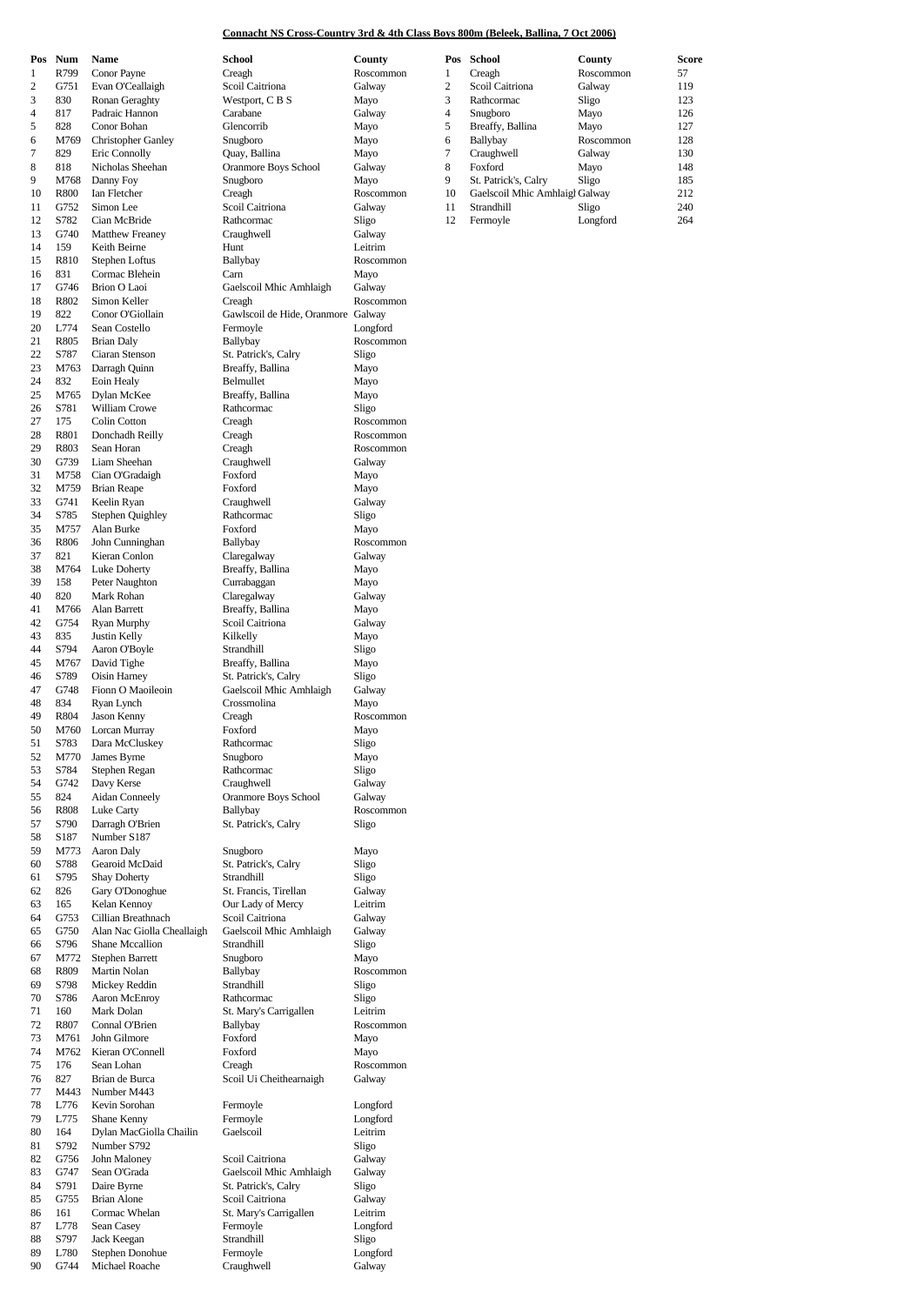**Connacht NS Cross-Country 3rd & 4th Class Boys 800m (Beleek, Ballina, 7 Oct 2006)**

| Pos | Num | Name | School | County |
|---|---|---|---|---|
| 1 | R799 | Conor Payne | Creagh | Roscommon |
| 2 | G751 | Evan O'Ceallaigh | Scoil Caitriona | Galway |
| 3 | 830 | Ronan Geraghty | Westport, C B S | Mayo |
| 4 | 817 | Padraic Hannon | Carabane | Galway |
| 5 | 828 | Conor Bohan | Glencorrib | Mayo |
| 6 | M769 | Christopher Ganley | Snugboro | Mayo |
| 7 | 829 | Eric Connolly | Quay, Ballina | Mayo |
| 8 | 818 | Nicholas Sheehan | Oranmore Boys School | Galway |
| 9 | M768 | Danny Foy | Snugboro | Mayo |
| 10 | R800 | Ian Fletcher | Creagh | Roscommon |
| 11 | G752 | Simon Lee | Scoil Caitriona | Galway |
| 12 | S782 | Cian McBride | Rathcormac | Sligo |
| 13 | G740 | Matthew Freaney | Craughwell | Galway |
| 14 | 159 | Keith Beirne | Hunt | Leitrim |
| 15 | R810 | Stephen Loftus | Ballybay | Roscommon |
| 16 | 831 | Cormac Blehein | Carn | Mayo |
| 17 | G746 | Brion O Laoi | Gaelscoil Mhic Amhlaigh | Galway |
| 18 | R802 | Simon Keller | Creagh | Roscommon |
| 19 | 822 | Conor O'Giollain | Gawlscoil de Hide, Oranmore | Galway |
| 20 | L774 | Sean Costello | Fermoyle | Longford |
| 21 | R805 | Brian Daly | Ballybay | Roscommon |
| 22 | S787 | Ciaran Stenson | St. Patrick's, Calry | Sligo |
| 23 | M763 | Darragh Quinn | Breaffy, Ballina | Mayo |
| 24 | 832 | Eoin Healy | Belmullet | Mayo |
| 25 | M765 | Dylan McKee | Breaffy, Ballina | Mayo |
| 26 | S781 | William Crowe | Rathcormac | Sligo |
| 27 | 175 | Colin Cotton | Creagh | Roscommon |
| 28 | R801 | Donchadh Reilly | Creagh | Roscommon |
| 29 | R803 | Sean Horan | Creagh | Roscommon |
| 30 | G739 | Liam Sheehan | Craughwell | Galway |
| 31 | M758 | Cian O'Gradaigh | Foxford | Mayo |
| 32 | M759 | Brian Reape | Foxford | Mayo |
| 33 | G741 | Keelin Ryan | Craughwell | Galway |
| 34 | S785 | Stephen Quighley | Rathcormac | Sligo |
| 35 | M757 | Alan Burke | Foxford | Mayo |
| 36 | R806 | John Cunninghan | Ballybay | Roscommon |
| 37 | 821 | Kieran Conlon | Claregalway | Galway |
| 38 | M764 | Luke Doherty | Breaffy, Ballina | Mayo |
| 39 | 158 | Peter Naughton | Currabaggan | Mayo |
| 40 | 820 | Mark Rohan | Claregalway | Galway |
| 41 | M766 | Alan Barrett | Breaffy, Ballina | Mayo |
| 42 | G754 | Ryan Murphy | Scoil Caitriona | Galway |
| 43 | 835 | Justin Kelly | Kilkelly | Mayo |
| 44 | S794 | Aaron O'Boyle | Strandhill | Sligo |
| 45 | M767 | David Tighe | Breaffy, Ballina | Mayo |
| 46 | S789 | Oisin Harney | St. Patrick's, Calry | Sligo |
| 47 | G748 | Fionn O Maoileoin | Gaelscoil Mhic Amhlaigh | Galway |
| 48 | 834 | Ryan Lynch | Crossmolina | Mayo |
| 49 | R804 | Jason Kenny | Creagh | Roscommon |
| 50 | M760 | Lorcan Murray | Foxford | Mayo |
| 51 | S783 | Dara McCluskey | Rathcormac | Sligo |
| 52 | M770 | James Byrne | Snugboro | Mayo |
| 53 | S784 | Stephen Regan | Rathcormac | Sligo |
| 54 | G742 | Davy Kerse | Craughwell | Galway |
| 55 | 824 | Aidan Conneely | Oranmore Boys School | Galway |
| 56 | R808 | Luke Carty | Ballybay | Roscommon |
| 57 | S790 | Darragh O'Brien | St. Patrick's, Calry | Sligo |
| 58 | S187 | Number S187 | | |
| 59 | M773 | Aaron Daly | Snugboro | Mayo |
| 60 | S788 | Gearoid McDaid | St. Patrick's, Calry | Sligo |
| 61 | S795 | Shay Doherty | Strandhill | Sligo |
| 62 | 826 | Gary O'Donoghue | St. Francis, Tirellan | Galway |
| 63 | 165 | Kelan Kennoy | Our Lady of Mercy | Leitrim |
| 64 | G753 | Cillian Breathnach | Scoil Caitriona | Galway |
| 65 | G750 | Alan Nac Giolla Cheallaigh | Gaelscoil Mhic Amhlaigh | Galway |
| 66 | S796 | Shane Mccallion | Strandhill | Sligo |
| 67 | M772 | Stephen Barrett | Snugboro | Mayo |
| 68 | R809 | Martin Nolan | Ballybay | Roscommon |
| 69 | S798 | Mickey Reddin | Strandhill | Sligo |
| 70 | S786 | Aaron McEnroy | Rathcormac | Sligo |
| 71 | 160 | Mark Dolan | St. Mary's Carrigallen | Leitrim |
| 72 | R807 | Connal O'Brien | Ballybay | Roscommon |
| 73 | M761 | John Gilmore | Foxford | Mayo |
| 74 | M762 | Kieran O'Connell | Foxford | Mayo |
| 75 | 176 | Sean Lohan | Creagh | Roscommon |
| 76 | 827 | Brian de Burca | Scoil Ui Cheithearnaigh | Galway |
| 77 | M443 | Number M443 | | |
| 78 | L776 | Kevin Sorohan | Fermoyle | Longford |
| 79 | L775 | Shane Kenny | Fermoyle | Longford |
| 80 | 164 | Dylan MacGiolla Chailin | Gaelscoil | Leitrim |
| 81 | S792 | Number S792 | | Sligo |
| 82 | G756 | John Maloney | Scoil Caitriona | Galway |
| 83 | G747 | Sean O'Grada | Gaelscoil Mhic Amhlaigh | Galway |
| 84 | S791 | Daire Byrne | St. Patrick's, Calry | Sligo |
| 85 | G755 | Brian Alone | Scoil Caitriona | Galway |
| 86 | 161 | Cormac Whelan | St. Mary's Carrigallen | Leitrim |
| 87 | L778 | Sean Casey | Fermoyle | Longford |
| 88 | S797 | Jack Keegan | Strandhill | Sligo |
| 89 | L780 | Stephen Donohue | Fermoyle | Longford |
| 90 | G744 | Michael Roache | Craughwell | Galway |

| Pos | School | County | Score |
|---|---|---|---|
| 1 | Creagh | Roscommon | 57 |
| 2 | Scoil Caitriona | Galway | 119 |
| 3 | Rathcormac | Sligo | 123 |
| 4 | Snugboro | Mayo | 126 |
| 5 | Breaffy, Ballina | Mayo | 127 |
| 6 | Ballybay | Roscommon | 128 |
| 7 | Craughwell | Galway | 130 |
| 8 | Foxford | Mayo | 148 |
| 9 | St. Patrick's, Calry | Sligo | 185 |
| 10 | Gaelscoil Mhic Amhlaigh | Galway | 212 |
| 11 | Strandhill | Sligo | 240 |
| 12 | Fermoyle | Longford | 264 |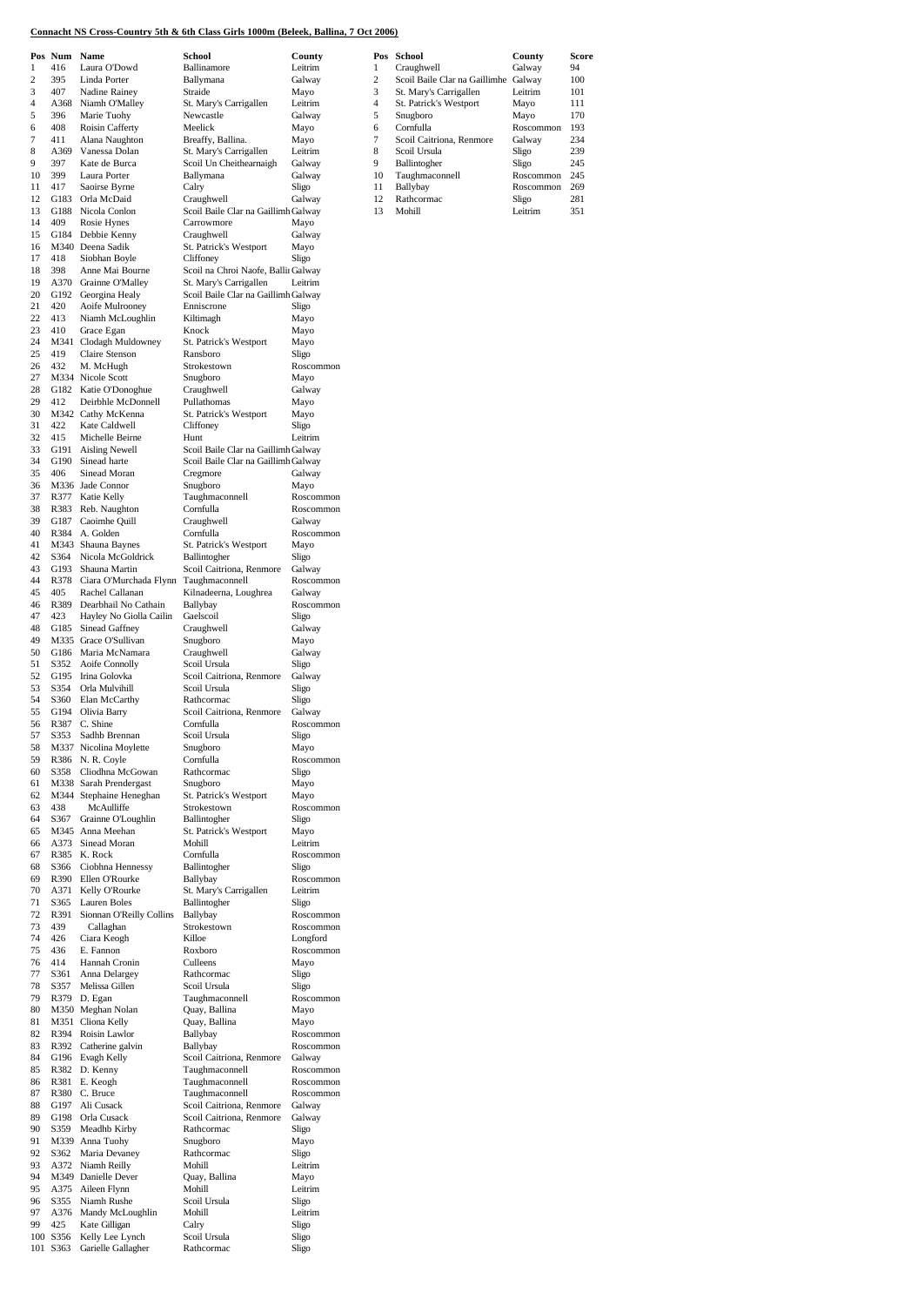**Connacht NS Cross-Country 5th & 6th Class Girls 1000m (Beleek, Ballina, 7 Oct 2006)**

| Pos | Num | Name | School | County |
|---|---|---|---|---|
| 1 | 416 | Laura O'Dowd | Ballinamore | Leitrim |
| 2 | 395 | Linda Porter | Ballymana | Galway |
| 3 | 407 | Nadine Rainey | Straide | Mayo |
| 4 | A368 | Niamh O'Malley | St. Mary's Carrigallen | Leitrim |
| 5 | 396 | Marie Tuohy | Newcastle | Galway |
| 6 | 408 | Roisin Cafferty | Meelick | Mayo |
| 7 | 411 | Alana Naughton | Breaffy, Ballina. | Mayo |
| 8 | A369 | Vanessa Dolan | St. Mary's Carrigallen | Leitrim |
| 9 | 397 | Kate de Burca | Scoil Un Cheithearnaigh | Galway |
| 10 | 399 | Laura Porter | Ballymana | Galway |
| 11 | 417 | Saoirse Byrne | Calry | Sligo |
| 12 | G183 | Orla McDaid | Craughwell | Galway |
| 13 | G188 | Nicola Conlon | Scoil Baile Clar na Gaillimh | Galway |
| 14 | 409 | Rosie Hynes | Carrowmore | Mayo |
| 15 | G184 | Debbie Kenny | Craughwell | Galway |
| 16 | M340 | Deena Sadik | St. Patrick's Westport | Mayo |
| 17 | 418 | Siobhan Boyle | Cliffoney | Sligo |
| 18 | 398 | Anne Mai Bourne | Scoil na Chroi Naofe, Balli | Galway |
| 19 | A370 | Grainne O'Malley | St. Mary's Carrigallen | Leitrim |
| 20 | G192 | Georgina Healy | Scoil Baile Clar na Gaillimh | Galway |
| 21 | 420 | Aoife Mulrooney | Enniscrone | Sligo |
| 22 | 413 | Niamh McLoughlin | Kiltimagh | Mayo |
| 23 | 410 | Grace Egan | Knock | Mayo |
| 24 | M341 | Clodagh Muldowney | St. Patrick's Westport | Mayo |
| 25 | 419 | Claire Stenson | Ransboro | Sligo |
| 26 | 432 | M. McHugh | Strokestown | Roscommon |
| 27 | M334 | Nicole Scott | Snugboro | Mayo |
| 28 | G182 | Katie O'Donoghue | Craughwell | Galway |
| 29 | 412 | Deirbhle McDonnell | Pullathomas | Mayo |
| 30 | M342 | Cathy McKenna | St. Patrick's Westport | Mayo |
| 31 | 422 | Kate Caldwell | Cliffoney | Sligo |
| 32 | 415 | Michelle Beirne | Hunt | Leitrim |
| 33 | G191 | Aisling Newell | Scoil Baile Clar na Gaillimh | Galway |
| 34 | G190 | Sinead harte | Scoil Baile Clar na Gaillimh | Galway |
| 35 | 406 | Sinead Moran | Cregmore | Galway |
| 36 | M336 | Jade Connor | Snugboro | Mayo |
| 37 | R377 | Katie Kelly | Taughmaconnell | Roscommon |
| 38 | R383 | Reb. Naughton | Cornfulla | Roscommon |
| 39 | G187 | Caoimhe Quill | Craughwell | Galway |
| 40 | R384 | A. Golden | Cornfulla | Roscommon |
| 41 | M343 | Shauna Baynes | St. Patrick's Westport | Mayo |
| 42 | S364 | Nicola McGoldrick | Ballintogher | Sligo |
| 43 | G193 | Shauna Martin | Scoil Caitriona, Renmore | Galway |
| 44 | R378 | Ciara O'Murchada Flynn | Taughmaconnell | Roscommon |
| 45 | 405 | Rachel Callanan | Kilnadeerna, Loughrea | Galway |
| 46 | R389 | Dearbhail No Cathain | Ballybay | Roscommon |
| 47 | 423 | Hayley No Giolla Cailin | Gaelscoil | Sligo |
| 48 | G185 | Sinead Gaffney | Craughwell | Galway |
| 49 | M335 | Grace O'Sullivan | Snugboro | Mayo |
| 50 | G186 | Maria McNamara | Craughwell | Galway |
| 51 | S352 | Aoife Connolly | Scoil Ursula | Sligo |
| 52 | G195 | Irina Golovka | Scoil Caitriona, Renmore | Galway |
| 53 | S354 | Orla Mulvihill | Scoil Ursula | Sligo |
| 54 | S360 | Elan McCarthy | Rathcormac | Sligo |
| 55 | G194 | Olivia Barry | Scoil Caitriona, Renmore | Galway |
| 56 | R387 | C. Shine | Cornfulla | Roscommon |
| 57 | S353 | Sadhb Brennan | Scoil Ursula | Sligo |
| 58 | M337 | Nicolina Moylette | Snugboro | Mayo |
| 59 | R386 | N. R. Coyle | Cornfulla | Roscommon |
| 60 | S358 | Cliodhna McGowan | Rathcormac | Sligo |
| 61 | M338 | Sarah Prendergast | Snugboro | Mayo |
| 62 | M344 | Stephaine Heneghan | St. Patrick's Westport | Mayo |
| 63 | 438 | McAulliffe | Strokestown | Roscommon |
| 64 | S367 | Grainne O'Loughlin | Ballintogher | Sligo |
| 65 | M345 | Anna Meehan | St. Patrick's Westport | Mayo |
| 66 | A373 | Sinead Moran | Mohill | Leitrim |
| 67 | R385 | K. Rock | Cornfulla | Roscommon |
| 68 | S366 | Ciobhna Hennessy | Ballintogher | Sligo |
| 69 | R390 | Ellen O'Rourke | Ballybay | Roscommon |
| 70 | A371 | Kelly O'Rourke | St. Mary's Carrigallen | Leitrim |
| 71 | S365 | Lauren Boles | Ballintogher | Sligo |
| 72 | R391 | Sionnan O'Reilly Collins | Ballybay | Roscommon |
| 73 | 439 | Callaghan | Strokestown | Roscommon |
| 74 | 426 | Ciara Keogh | Killoe | Longford |
| 75 | 436 | E. Fannon | Roxboro | Roscommon |
| 76 | 414 | Hannah Cronin | Culleens | Mayo |
| 77 | S361 | Anna Delargey | Rathcormac | Sligo |
| 78 | S357 | Melissa Gillen | Scoil Ursula | Sligo |
| 79 | R379 | D. Egan | Taughmaconnell | Roscommon |
| 80 | M350 | Meghan Nolan | Quay, Ballina | Mayo |
| 81 | M351 | Cliona Kelly | Quay, Ballina | Mayo |
| 82 | R394 | Roisin Lawlor | Ballybay | Roscommon |
| 83 | R392 | Catherine galvin | Ballybay | Roscommon |
| 84 | G196 | Evagh Kelly | Scoil Caitriona, Renmore | Galway |
| 85 | R382 | D. Kenny | Taughmaconnell | Roscommon |
| 86 | R381 | E. Keogh | Taughmaconnell | Roscommon |
| 87 | R380 | C. Bruce | Taughmaconnell | Roscommon |
| 88 | G197 | Ali Cusack | Scoil Caitriona, Renmore | Galway |
| 89 | G198 | Orla Cusack | Scoil Caitriona, Renmore | Galway |
| 90 | S359 | Meadhb Kirby | Rathcormac | Sligo |
| 91 | M339 | Anna Tuohy | Snugboro | Mayo |
| 92 | S362 | Maria Devaney | Rathcormac | Sligo |
| 93 | A372 | Niamh Reilly | Mohill | Leitrim |
| 94 | M349 | Danielle Dever | Quay, Ballina | Mayo |
| 95 | A375 | Aileen Flynn | Mohill | Leitrim |
| 96 | S355 | Niamh Rushe | Scoil Ursula | Sligo |
| 97 | A376 | Mandy McLoughlin | Mohill | Leitrim |
| 99 | 425 | Kate Gilligan | Calry | Sligo |
| 100 | S356 | Kelly Lee Lynch | Scoil Ursula | Sligo |
| 101 | S363 | Garielle Gallagher | Rathcormac | Sligo |

| Pos | School | County | Score |
|---|---|---|---|
| 1 | Craughwell | Galway | 94 |
| 2 | Scoil Baile Clar na Gaillimhe | Galway | 100 |
| 3 | St. Mary's Carrigallen | Leitrim | 101 |
| 4 | St. Patrick's Westport | Mayo | 111 |
| 5 | Snugboro | Mayo | 170 |
| 6 | Cornfulla | Roscommon | 193 |
| 7 | Scoil Caitriona, Renmore | Galway | 234 |
| 8 | Scoil Ursula | Sligo | 239 |
| 9 | Ballintogher | Sligo | 245 |
| 10 | Taughmaconnell | Roscommon | 245 |
| 11 | Ballybay | Roscommon | 269 |
| 12 | Rathcormac | Sligo | 281 |
| 13 | Mohill | Leitrim | 351 |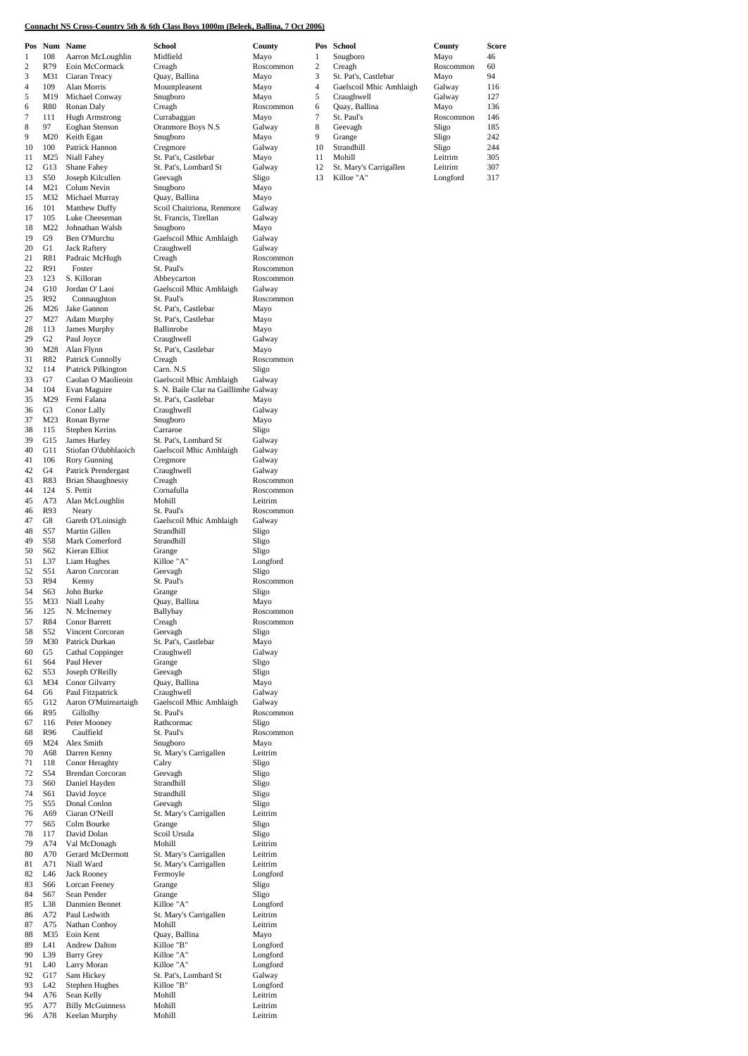**Connacht NS Cross-Country 5th & 6th Class Boys 1000m (Beleek, Ballina, 7 Oct 2006)**

| Pos | Num | Name | School | County |
|---|---|---|---|---|
| 1 | 108 | Aarron McLoughlin | Midfield | Mayo |
| 2 | R79 | Eoin McCormack | Creagh | Roscommon |
| 3 | M31 | Ciaran Treacy | Quay, Ballina | Mayo |
| 4 | 109 | Alan Morris | Mountpleasent | Mayo |
| 5 | M19 | Michael Conway | Snugboro | Mayo |
| 6 | R80 | Ronan Daly | Creagh | Roscommon |
| 7 | 111 | Hugh Armstrong | Currabaggan | Mayo |
| 8 | 97 | Eoghan Stenson | Oranmore Boys N.S | Galway |
| 9 | M20 | Keith Egan | Snugboro | Mayo |
| 10 | 100 | Patrick Hannon | Cregmore | Galway |
| 11 | M25 | Niall Fahey | St. Pat's, Castlebar | Mayo |
| 12 | G13 | Shane Fahey | St. Pat's, Lombard St | Galway |
| 13 | S50 | Joseph Kilcullen | Geevagh | Sligo |
| 14 | M21 | Colum Nevin | Snugboro | Mayo |
| 15 | M32 | Michael Murray | Quay, Ballina | Mayo |
| 16 | 101 | Matthew Duffy | Scoil Chaitriona, Renmore | Galway |
| 17 | 105 | Luke Cheeseman | St. Francis, Tirellan | Galway |
| 18 | M22 | Johnathan Walsh | Snugboro | Mayo |
| 19 | G9 | Ben O'Murchu | Gaelscoil Mhic Amhlaigh | Galway |
| 20 | G1 | Jack Raftery | Craughwell | Galway |
| 21 | R81 | Padraic McHugh | Creagh | Roscommon |
| 22 | R91 | Foster | St. Paul's | Roscommon |
| 23 | 123 | S. Killoran | Abbeycarton | Roscommon |
| 24 | G10 | Jordan O' Laoi | Gaelscoil Mhic Amhlaigh | Galway |
| 25 | R92 | Connaughton | St. Paul's | Roscommon |
| 26 | M26 | Jake Gannon | St. Pat's, Castlebar | Mayo |
| 27 | M27 | Adam Murphy | St. Pat's, Castlebar | Mayo |
| 28 | 113 | James Murphy | Ballinrobe | Mayo |
| 29 | G2 | Paul Joyce | Craughwell | Galway |
| 30 | M28 | Alan Flynn | St. Pat's, Castlebar | Mayo |
| 31 | R82 | Patrick Connolly | Creagh | Roscommon |
| 32 | 114 | P\atrick Pilkington | Carn. N.S | Sligo |
| 33 | G7 | Caolan O Maolieoin | Gaelscoil Mhic Amhlaigh | Galway |
| 34 | 104 | Evan Maguire | S. N. Baile Clar na Gaillimhe | Galway |
| 35 | M29 | Femi Falana | St. Pat's, Castlebar | Mayo |
| 36 | G3 | Conor Lally | Craughwell | Galway |
| 37 | M23 | Ronan Byrne | Snugboro | Mayo |
| 38 | 115 | Stephen Kerins | Carraroe | Sligo |
| 39 | G15 | James Hurley | St. Pat's, Lombard St | Galway |
| 40 | G11 | Stiofan O'dubhlaoich | Gaelscoil Mhic Amhlaigh | Galway |
| 41 | 106 | Rory Gunning | Cregmore | Galway |
| 42 | G4 | Patrick Prendergast | Craughwell | Galway |
| 43 | R83 | Brian Shaughnessy | Creagh | Roscommon |
| 44 | 124 | S. Pettit | Cornafulla | Roscommon |
| 45 | A73 | Alan McLoughlin | Mohill | Leitrim |
| 46 | R93 | Neary | St. Paul's | Roscommon |
| 47 | G8 | Gareth O'Loinsigh | Gaelscoil Mhic Amhlaigh | Galway |
| 48 | S57 | Martin Gillen | Strandhill | Sligo |
| 49 | S58 | Mark Comerford | Strandhill | Sligo |
| 50 | S62 | Kieran Elliot | Grange | Sligo |
| 51 | L37 | Liam Hughes | Killoe "A" | Longford |
| 52 | S51 | Aaron Corcoran | Geevagh | Sligo |
| 53 | R94 | Kenny | St. Paul's | Roscommon |
| 54 | S63 | John Burke | Grange | Sligo |
| 55 | M33 | Niall Leahy | Quay, Ballina | Mayo |
| 56 | 125 | N. McInerney | Ballybay | Roscommon |
| 57 | R84 | Conor Barrett | Creagh | Roscommon |
| 58 | S52 | Vincent Corcoran | Geevagh | Sligo |
| 59 | M30 | Patrick Durkan | St. Pat's, Castlebar | Mayo |
| 60 | G5 | Cathal Coppinger | Craughwell | Galway |
| 61 | S64 | Paul Hever | Grange | Sligo |
| 62 | S53 | Joseph O'Reilly | Geevagh | Sligo |
| 63 | M34 | Conor Gilvarry | Quay, Ballina | Mayo |
| 64 | G6 | Paul Fitzpatrick | Craughwell | Galway |
| 65 | G12 | Aaron O'Muireartaigh | Gaelscoil Mhic Amhlaigh | Galway |
| 66 | R95 | Gillolhy | St. Paul's | Roscommon |
| 67 | 116 | Peter Mooney | Rathcormac | Sligo |
| 68 | R96 | Caulfield | St. Paul's | Roscommon |
| 69 | M24 | Alex Smith | Snugboro | Mayo |
| 70 | A68 | Darren Kenny | St. Mary's Carrigallen | Leitrim |
| 71 | 118 | Conor Heraghty | Calry | Sligo |
| 72 | S54 | Brendan Corcoran | Geevagh | Sligo |
| 73 | S60 | Daniel Hayden | Strandhill | Sligo |
| 74 | S61 | David Joyce | Strandhill | Sligo |
| 75 | S55 | Donal Conlon | Geevagh | Sligo |
| 76 | A69 | Ciaran O'Neill | St. Mary's Carrigallen | Leitrim |
| 77 | S65 | Colm Bourke | Grange | Sligo |
| 78 | 117 | David Dolan | Scoil Ursula | Sligo |
| 79 | A74 | Val McDonagh | Mohill | Leitrim |
| 80 | A70 | Gerard McDermott | St. Mary's Carrigallen | Leitrim |
| 81 | A71 | Niall Ward | St. Mary's Carrigallen | Leitrim |
| 82 | L46 | Jack Rooney | Fermoyle | Longford |
| 83 | S66 | Lorcan Feeney | Grange | Sligo |
| 84 | S67 | Sean Pender | Grange | Sligo |
| 85 | L38 | Danmien Bennet | Killoe "A" | Longford |
| 86 | A72 | Paul Ledwith | St. Mary's Carrigallen | Leitrim |
| 87 | A75 | Nathan Conboy | Mohill | Leitrim |
| 88 | M35 | Eoin Kent | Quay, Ballina | Mayo |
| 89 | L41 | Andrew Dalton | Killoe "B" | Longford |
| 90 | L39 | Barry Grey | Killoe "A" | Longford |
| 91 | L40 | Larry Moran | Killoe "A" | Longford |
| 92 | G17 | Sam Hickey | St. Pat's, Lombard St | Galway |
| 93 | L42 | Stephen Hughes | Killoe "B" | Longford |
| 94 | A76 | Sean Kelly | Mohill | Leitrim |
| 95 | A77 | Billy McGuinness | Mohill | Leitrim |
| 96 | A78 | Keelan Murphy | Mohill | Leitrim |

| Pos | School | County | Score |
|---|---|---|---|
| 1 | Snugboro | Mayo | 46 |
| 2 | Creagh | Roscommon | 60 |
| 3 | St. Pat's, Castlebar | Mayo | 94 |
| 4 | Gaelscoil Mhic Amhlaigh | Galway | 116 |
| 5 | Craughwell | Galway | 127 |
| 6 | Quay, Ballina | Mayo | 136 |
| 7 | St. Paul's | Roscommon | 146 |
| 8 | Geevagh | Sligo | 185 |
| 9 | Grange | Sligo | 242 |
| 10 | Strandhill | Sligo | 244 |
| 11 | Mohill | Leitrim | 305 |
| 12 | St. Mary's Carrigallen | Leitrim | 307 |
| 13 | Killoe "A" | Longford | 317 |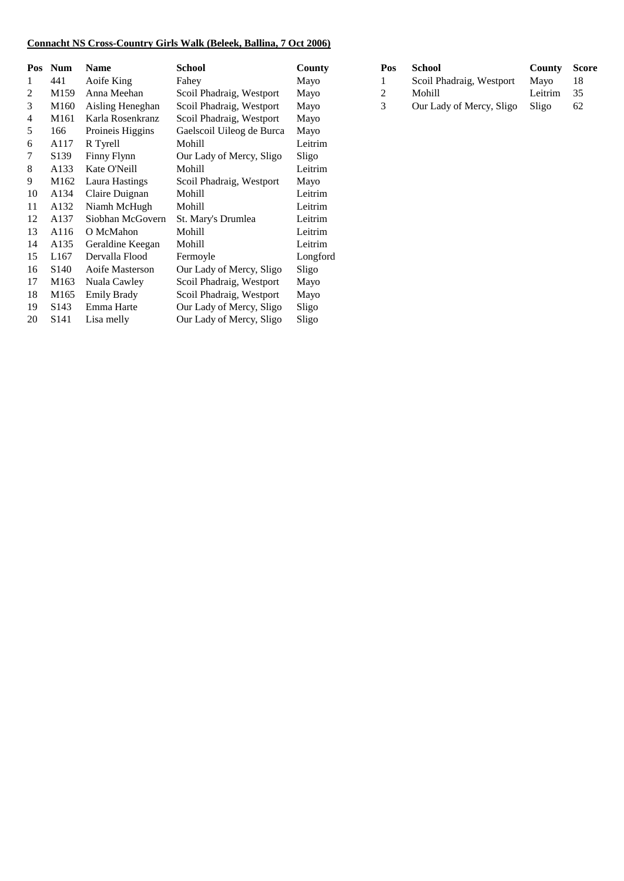**Connacht NS Cross-Country Girls Walk (Beleek, Ballina, 7 Oct 2006)**

| Pos | Num | Name | School | County |
|---|---|---|---|---|
| 1 | 441 | Aoife King | Fahey | Mayo |
| 2 | M159 | Anna Meehan | Scoil Phadraig, Westport | Mayo |
| 3 | M160 | Aisling Heneghan | Scoil Phadraig, Westport | Mayo |
| 4 | M161 | Karla Rosenkranz | Scoil Phadraig, Westport | Mayo |
| 5 | 166 | Proineis Higgins | Gaelscoil Uileog de Burca | Mayo |
| 6 | A117 | R Tyrell | Mohill | Leitrim |
| 7 | S139 | Finny Flynn | Our Lady of Mercy, Sligo | Sligo |
| 8 | A133 | Kate O'Neill | Mohill | Leitrim |
| 9 | M162 | Laura Hastings | Scoil Phadraig, Westport | Mayo |
| 10 | A134 | Claire Duignan | Mohill | Leitrim |
| 11 | A132 | Niamh McHugh | Mohill | Leitrim |
| 12 | A137 | Siobhan McGovern | St. Mary's Drumlea | Leitrim |
| 13 | A116 | O McMahon | Mohill | Leitrim |
| 14 | A135 | Geraldine Keegan | Mohill | Leitrim |
| 15 | L167 | Dervalla Flood | Fermoyle | Longford |
| 16 | S140 | Aoife Masterson | Our Lady of Mercy, Sligo | Sligo |
| 17 | M163 | Nuala Cawley | Scoil Phadraig, Westport | Mayo |
| 18 | M165 | Emily Brady | Scoil Phadraig, Westport | Mayo |
| 19 | S143 | Emma Harte | Our Lady of Mercy, Sligo | Sligo |
| 20 | S141 | Lisa melly | Our Lady of Mercy, Sligo | Sligo |

| Pos | School | County | Score |
|---|---|---|---|
| 1 | Scoil Phadraig, Westport | Mayo | 18 |
| 2 | Mohill | Leitrim | 35 |
| 3 | Our Lady of Mercy, Sligo | Sligo | 62 |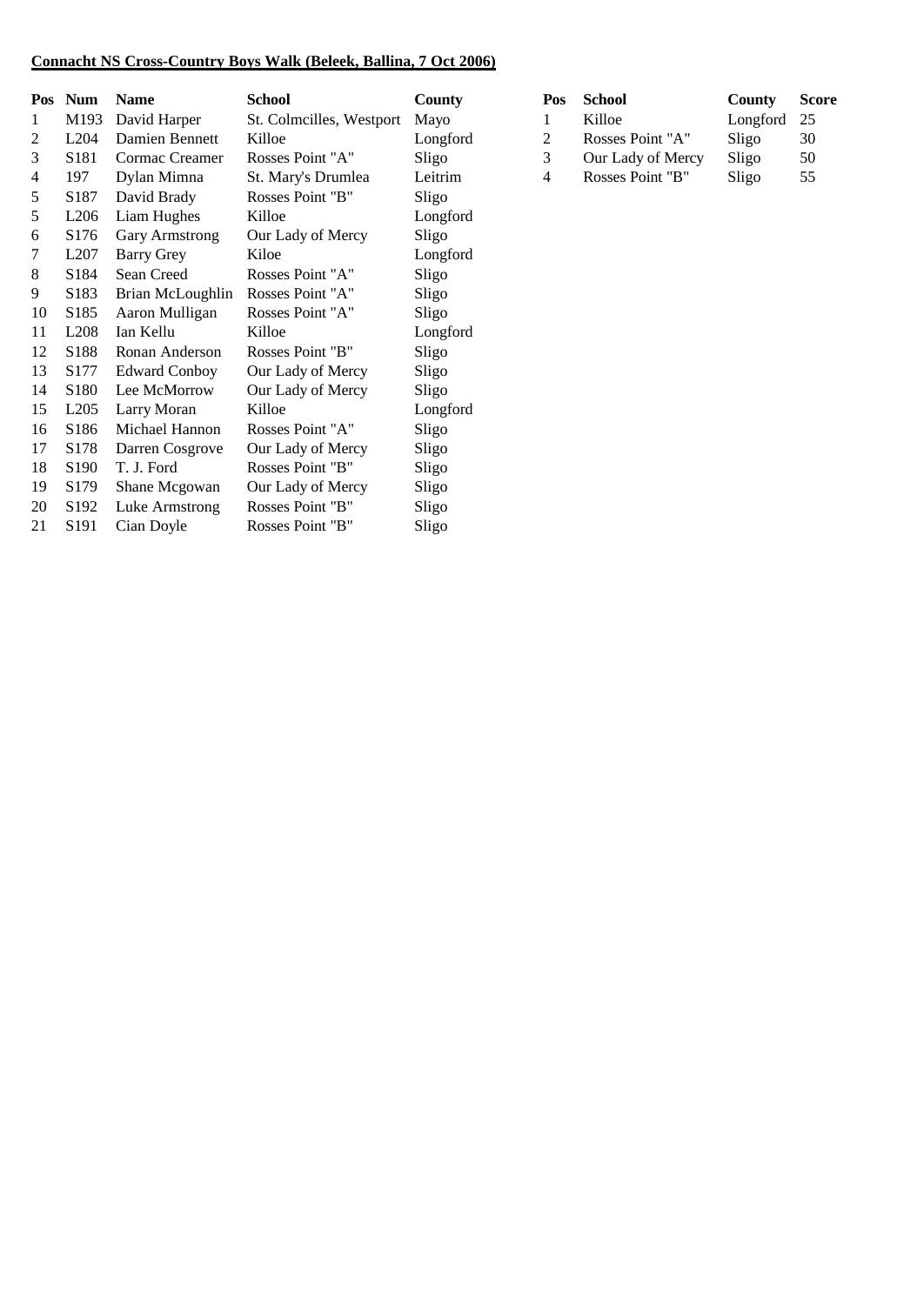**Connacht NS Cross-Country Boys Walk (Beleek, Ballina, 7 Oct 2006)**

| Pos | Num | Name | School | County |
|---|---|---|---|---|
| 1 | M193 | David Harper | St. Colmcilles, Westport | Mayo |
| 2 | L204 | Damien Bennett | Killoe | Longford |
| 3 | S181 | Cormac Creamer | Rosses Point "A" | Sligo |
| 4 | 197 | Dylan Mimna | St. Mary's Drumlea | Leitrim |
| 5 | S187 | David Brady | Rosses Point "B" | Sligo |
| 5 | L206 | Liam Hughes | Killoe | Longford |
| 6 | S176 | Gary Armstrong | Our Lady of Mercy | Sligo |
| 7 | L207 | Barry Grey | Kiloe | Longford |
| 8 | S184 | Sean Creed | Rosses Point "A" | Sligo |
| 9 | S183 | Brian McLoughlin | Rosses Point "A" | Sligo |
| 10 | S185 | Aaron Mulligan | Rosses Point "A" | Sligo |
| 11 | L208 | Ian Kellu | Killoe | Longford |
| 12 | S188 | Ronan Anderson | Rosses Point "B" | Sligo |
| 13 | S177 | Edward Conboy | Our Lady of Mercy | Sligo |
| 14 | S180 | Lee McMorrow | Our Lady of Mercy | Sligo |
| 15 | L205 | Larry Moran | Killoe | Longford |
| 16 | S186 | Michael Hannon | Rosses Point "A" | Sligo |
| 17 | S178 | Darren Cosgrove | Our Lady of Mercy | Sligo |
| 18 | S190 | T. J. Ford | Rosses Point "B" | Sligo |
| 19 | S179 | Shane Mcgowan | Our Lady of Mercy | Sligo |
| 20 | S192 | Luke Armstrong | Rosses Point "B" | Sligo |
| 21 | S191 | Cian Doyle | Rosses Point "B" | Sligo |

| Pos | School | County | Score |
|---|---|---|---|
| 1 | Killoe | Longford | 25 |
| 2 | Rosses Point "A" | Sligo | 30 |
| 3 | Our Lady of Mercy | Sligo | 50 |
| 4 | Rosses Point "B" | Sligo | 55 |